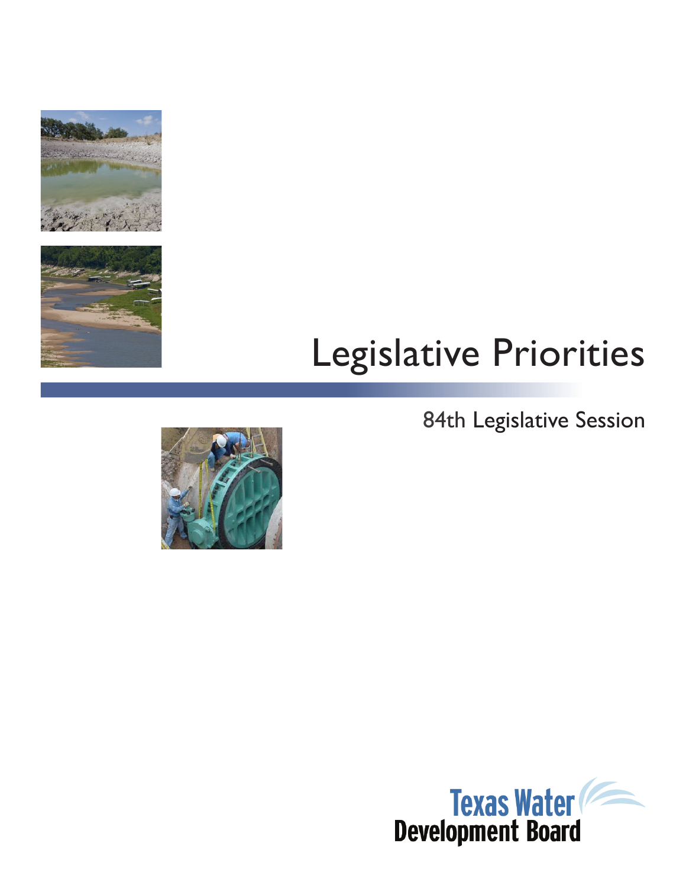# Legislative Priorities

84th Legislative Session

Texas Water Development Board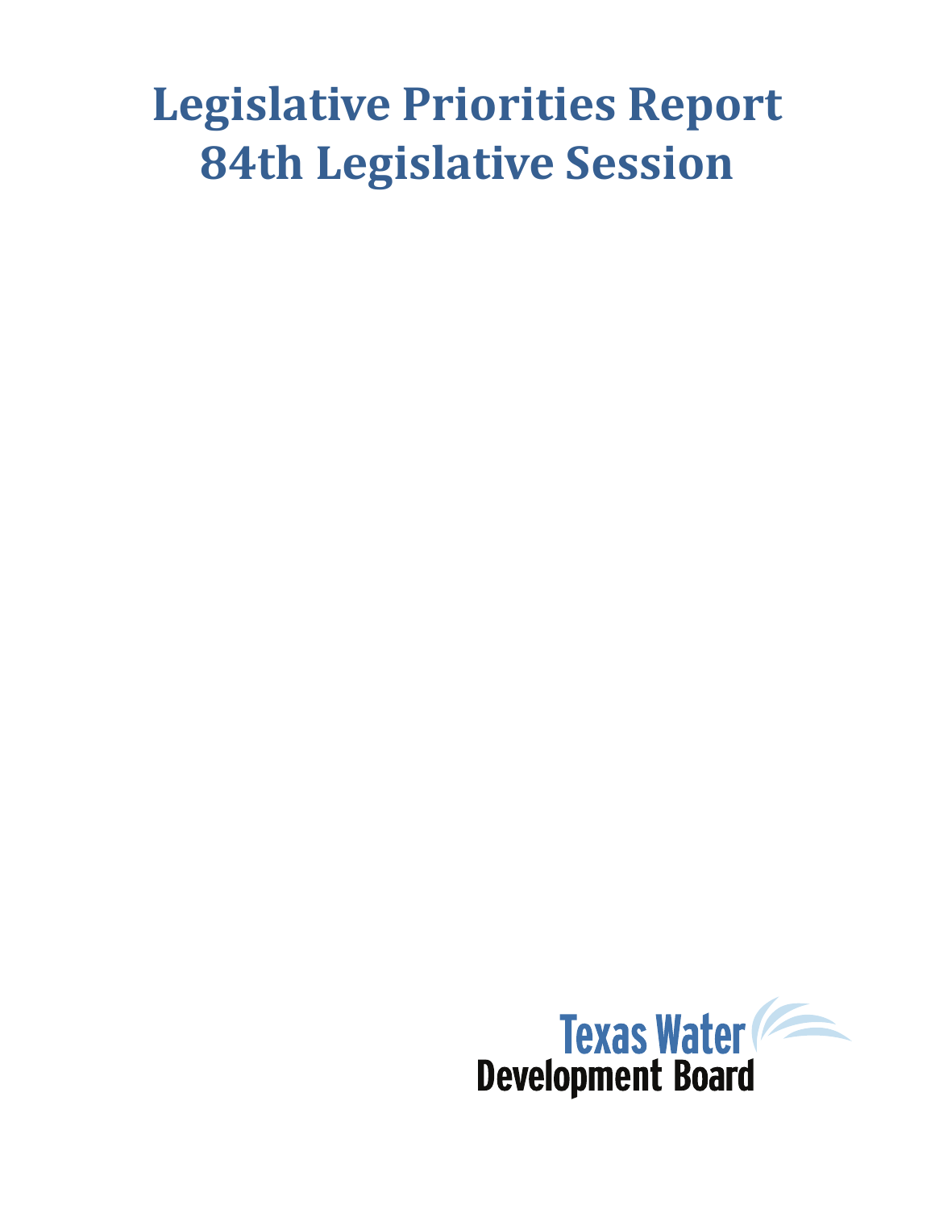# Legislative Priorities Report
# 84th Legislative Session

Texas Water
Development Board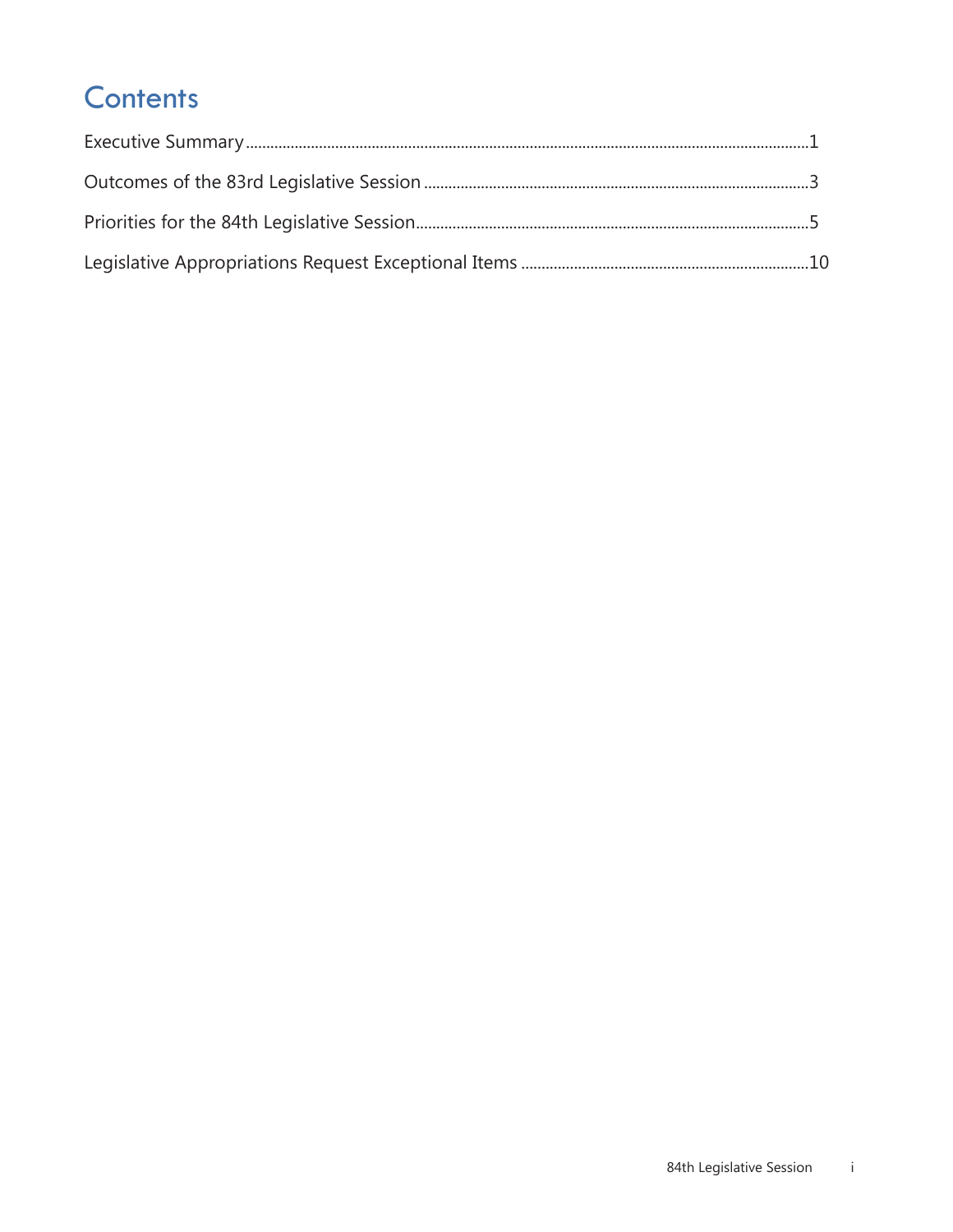# Contents

Executive Summary....................................................................................................................................1

Outcomes of the 83rd Legislative Session ..............................................................................................3

Priorities for the 84th Legislative Session.................................................................................................5

Legislative Appropriations Request Exceptional Items .......................................................................10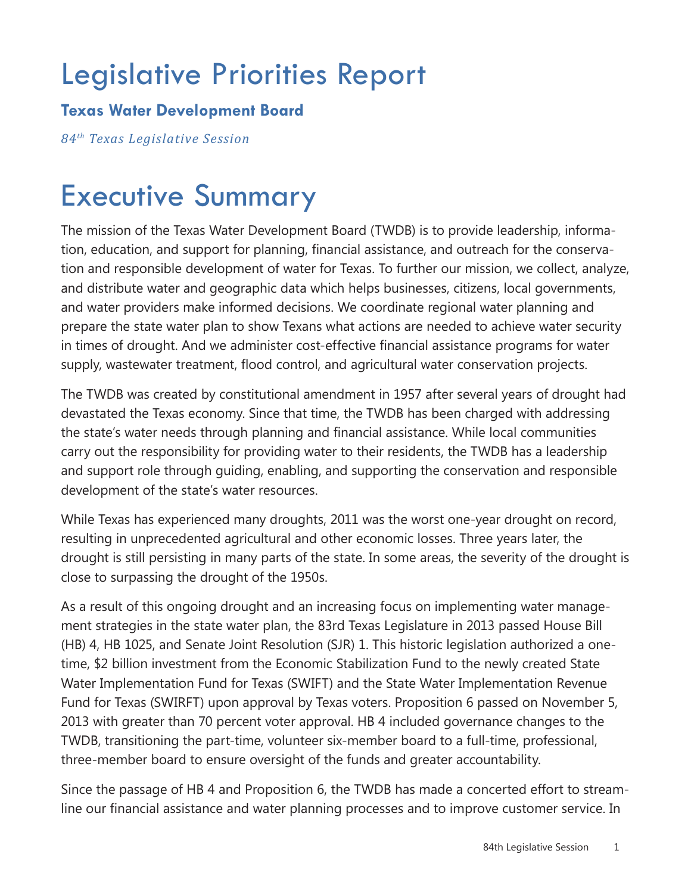# Legislative Priorities Report

**Texas Water Development Board**

*84th Texas Legislative Session*

# Executive Summary

The mission of the Texas Water Development Board (TWDB) is to provide leadership, information, education, and support for planning, financial assistance, and outreach for the conservation and responsible development of water for Texas. To further our mission, we collect, analyze, and distribute water and geographic data which helps businesses, citizens, local governments, and water providers make informed decisions. We coordinate regional water planning and prepare the state water plan to show Texans what actions are needed to achieve water security in times of drought. And we administer cost-effective financial assistance programs for water supply, wastewater treatment, flood control, and agricultural water conservation projects.

The TWDB was created by constitutional amendment in 1957 after several years of drought had devastated the Texas economy. Since that time, the TWDB has been charged with addressing the state's water needs through planning and financial assistance. While local communities carry out the responsibility for providing water to their residents, the TWDB has a leadership and support role through guiding, enabling, and supporting the conservation and responsible development of the state's water resources.

While Texas has experienced many droughts, 2011 was the worst one-year drought on record, resulting in unprecedented agricultural and other economic losses. Three years later, the drought is still persisting in many parts of the state. In some areas, the severity of the drought is close to surpassing the drought of the 1950s.

As a result of this ongoing drought and an increasing focus on implementing water management strategies in the state water plan, the 83rd Texas Legislature in 2013 passed House Bill (HB) 4, HB 1025, and Senate Joint Resolution (SJR) 1. This historic legislation authorized a one-time, $2 billion investment from the Economic Stabilization Fund to the newly created State Water Implementation Fund for Texas (SWIFT) and the State Water Implementation Revenue Fund for Texas (SWIRFT) upon approval by Texas voters. Proposition 6 passed on November 5, 2013 with greater than 70 percent voter approval. HB 4 included governance changes to the TWDB, transitioning the part-time, volunteer six-member board to a full-time, professional, three-member board to ensure oversight of the funds and greater accountability.

Since the passage of HB 4 and Proposition 6, the TWDB has made a concerted effort to streamline our financial assistance and water planning processes and to improve customer service. In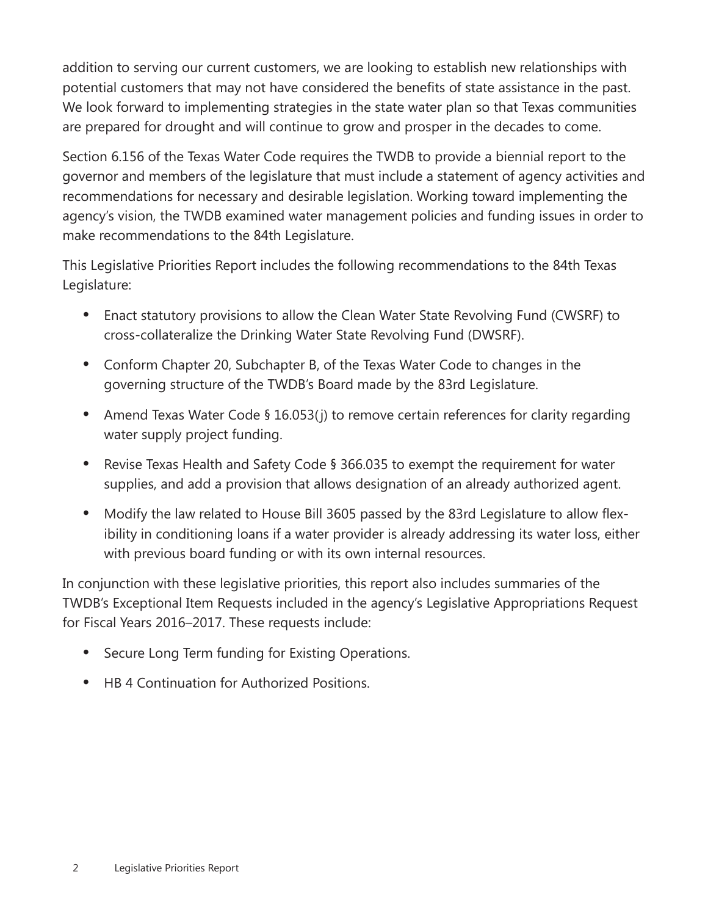addition to serving our current customers, we are looking to establish new relationships with potential customers that may not have considered the benefits of state assistance in the past. We look forward to implementing strategies in the state water plan so that Texas communities are prepared for drought and will continue to grow and prosper in the decades to come.

Section 6.156 of the Texas Water Code requires the TWDB to provide a biennial report to the governor and members of the legislature that must include a statement of agency activities and recommendations for necessary and desirable legislation. Working toward implementing the agency's vision, the TWDB examined water management policies and funding issues in order to make recommendations to the 84th Legislature.

This Legislative Priorities Report includes the following recommendations to the 84th Texas Legislature:

- Enact statutory provisions to allow the Clean Water State Revolving Fund (CWSRF) to cross-collateralize the Drinking Water State Revolving Fund (DWSRF).
- Conform Chapter 20, Subchapter B, of the Texas Water Code to changes in the governing structure of the TWDB's Board made by the 83rd Legislature.
- Amend Texas Water Code § 16.053(j) to remove certain references for clarity regarding water supply project funding.
- Revise Texas Health and Safety Code § 366.035 to exempt the requirement for water supplies, and add a provision that allows designation of an already authorized agent.
- Modify the law related to House Bill 3605 passed by the 83rd Legislature to allow flexibility in conditioning loans if a water provider is already addressing its water loss, either with previous board funding or with its own internal resources.

In conjunction with these legislative priorities, this report also includes summaries of the TWDB's Exceptional Item Requests included in the agency's Legislative Appropriations Request for Fiscal Years 2016–2017. These requests include:

- Secure Long Term funding for Existing Operations.
- HB 4 Continuation for Authorized Positions.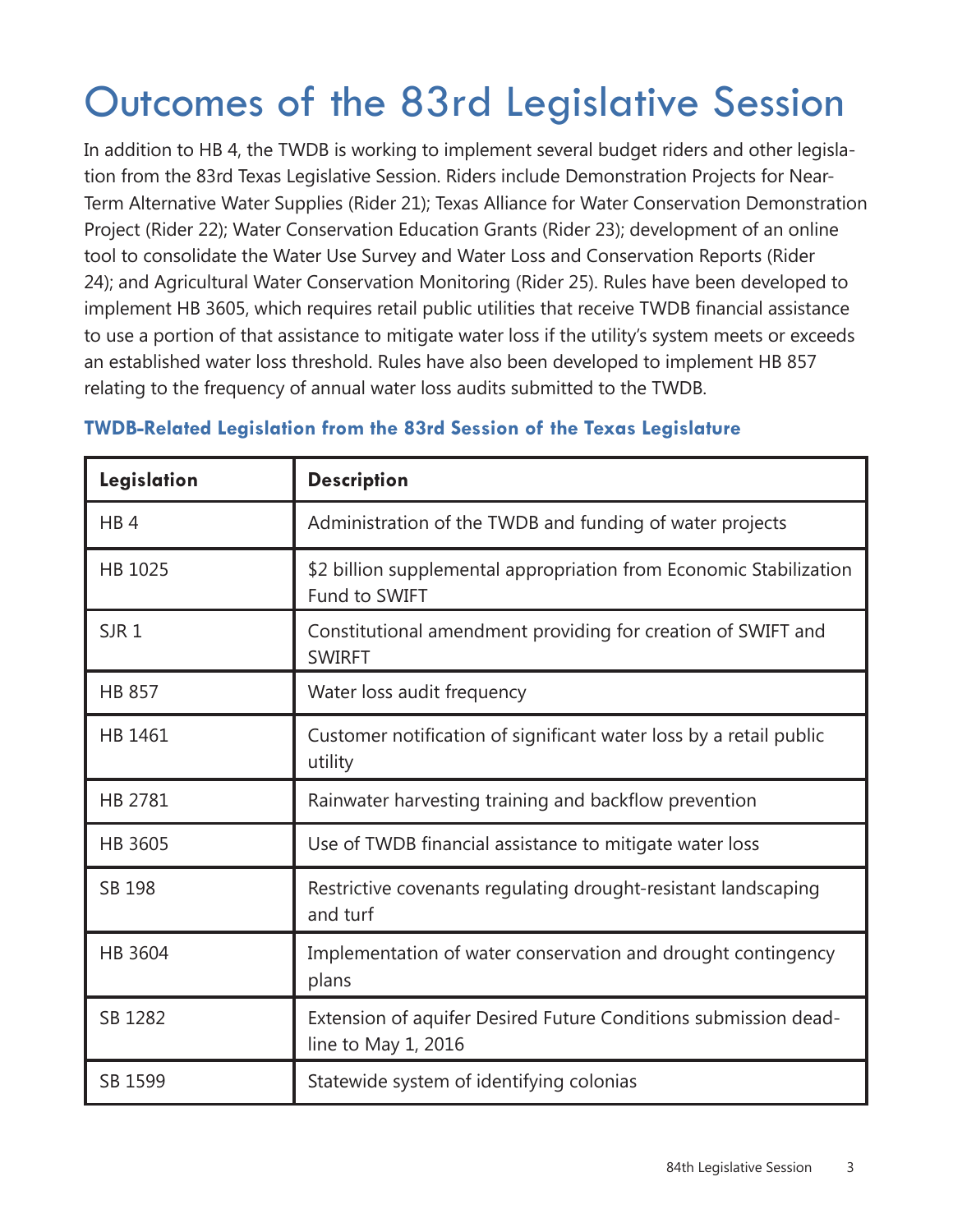# Outcomes of the 83rd Legislative Session

In addition to HB 4, the TWDB is working to implement several budget riders and other legislation from the 83rd Texas Legislative Session. Riders include Demonstration Projects for Near-Term Alternative Water Supplies (Rider 21); Texas Alliance for Water Conservation Demonstration Project (Rider 22); Water Conservation Education Grants (Rider 23); development of an online tool to consolidate the Water Use Survey and Water Loss and Conservation Reports (Rider 24); and Agricultural Water Conservation Monitoring (Rider 25). Rules have been developed to implement HB 3605, which requires retail public utilities that receive TWDB financial assistance to use a portion of that assistance to mitigate water loss if the utility's system meets or exceeds an established water loss threshold. Rules have also been developed to implement HB 857 relating to the frequency of annual water loss audits submitted to the TWDB.

### TWDB-Related Legislation from the 83rd Session of the Texas Legislature

| Legislation | Description |
|---|---|
| HB 4 | Administration of the TWDB and funding of water projects |
| HB 1025 | $2 billion supplemental appropriation from Economic Stabilization Fund to SWIFT |
| SJR 1 | Constitutional amendment providing for creation of SWIFT and SWIRFT |
| HB 857 | Water loss audit frequency |
| HB 1461 | Customer notification of significant water loss by a retail public utility |
| HB 2781 | Rainwater harvesting training and backflow prevention |
| HB 3605 | Use of TWDB financial assistance to mitigate water loss |
| SB 198 | Restrictive covenants regulating drought-resistant landscaping and turf |
| HB 3604 | Implementation of water conservation and drought contingency plans |
| SB 1282 | Extension of aquifer Desired Future Conditions submission deadline to May 1, 2016 |
| SB 1599 | Statewide system of identifying colonias |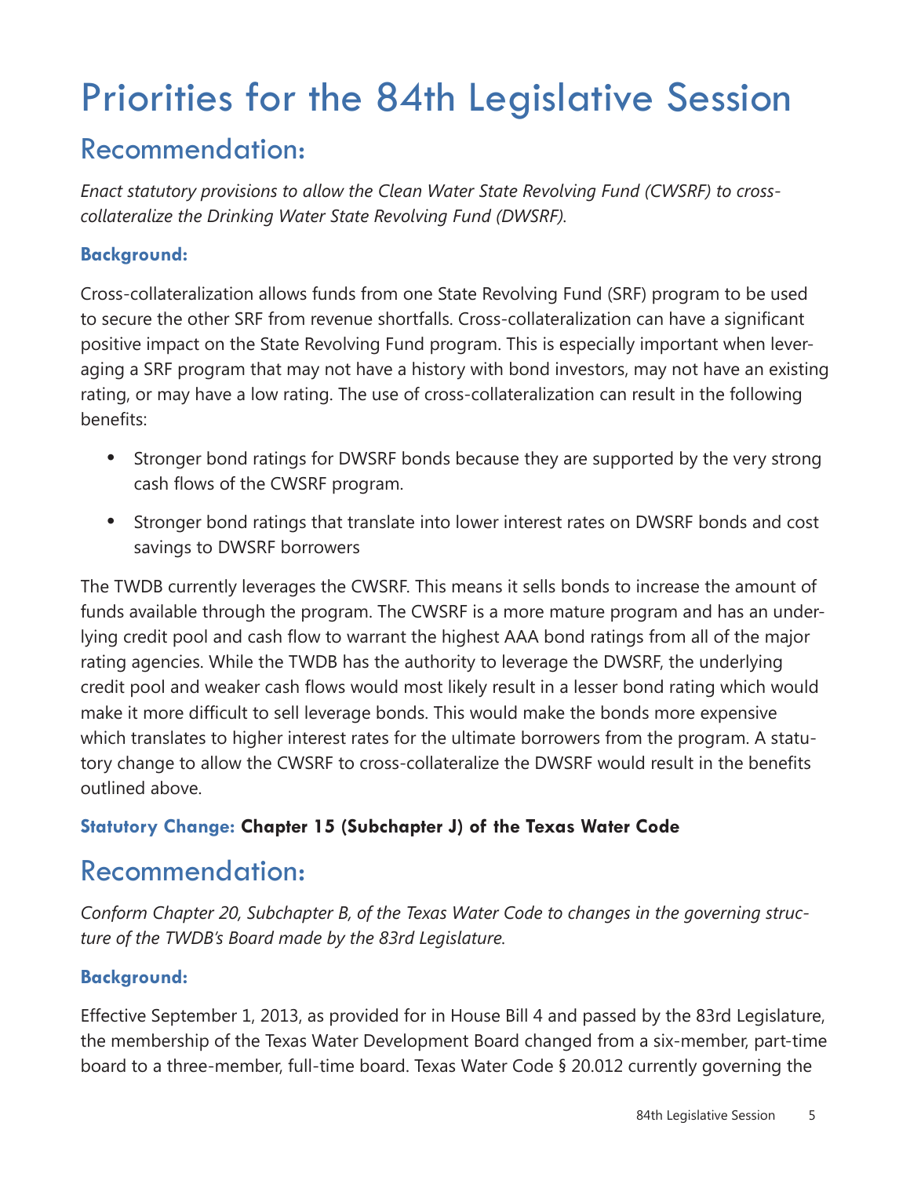# Priorities for the 84th Legislative Session

## Recommendation:

*Enact statutory provisions to allow the Clean Water State Revolving Fund (CWSRF) to cross-collateralize the Drinking Water State Revolving Fund (DWSRF).*

### Background:

Cross-collateralization allows funds from one State Revolving Fund (SRF) program to be used to secure the other SRF from revenue shortfalls. Cross-collateralization can have a significant positive impact on the State Revolving Fund program. This is especially important when leveraging a SRF program that may not have a history with bond investors, may not have an existing rating, or may have a low rating. The use of cross-collateralization can result in the following benefits:

- Stronger bond ratings for DWSRF bonds because they are supported by the very strong cash flows of the CWSRF program.
- Stronger bond ratings that translate into lower interest rates on DWSRF bonds and cost savings to DWSRF borrowers

The TWDB currently leverages the CWSRF. This means it sells bonds to increase the amount of funds available through the program. The CWSRF is a more mature program and has an underlying credit pool and cash flow to warrant the highest AAA bond ratings from all of the major rating agencies. While the TWDB has the authority to leverage the DWSRF, the underlying credit pool and weaker cash flows would most likely result in a lesser bond rating which would make it more difficult to sell leverage bonds. This would make the bonds more expensive which translates to higher interest rates for the ultimate borrowers from the program. A statutory change to allow the CWSRF to cross-collateralize the DWSRF would result in the benefits outlined above.

**Statutory Change: Chapter 15 (Subchapter J) of the Texas Water Code**

## Recommendation:

*Conform Chapter 20, Subchapter B, of the Texas Water Code to changes in the governing structure of the TWDB's Board made by the 83rd Legislature.*

### Background:

Effective September 1, 2013, as provided for in House Bill 4 and passed by the 83rd Legislature, the membership of the Texas Water Development Board changed from a six-member, part-time board to a three-member, full-time board. Texas Water Code § 20.012 currently governing the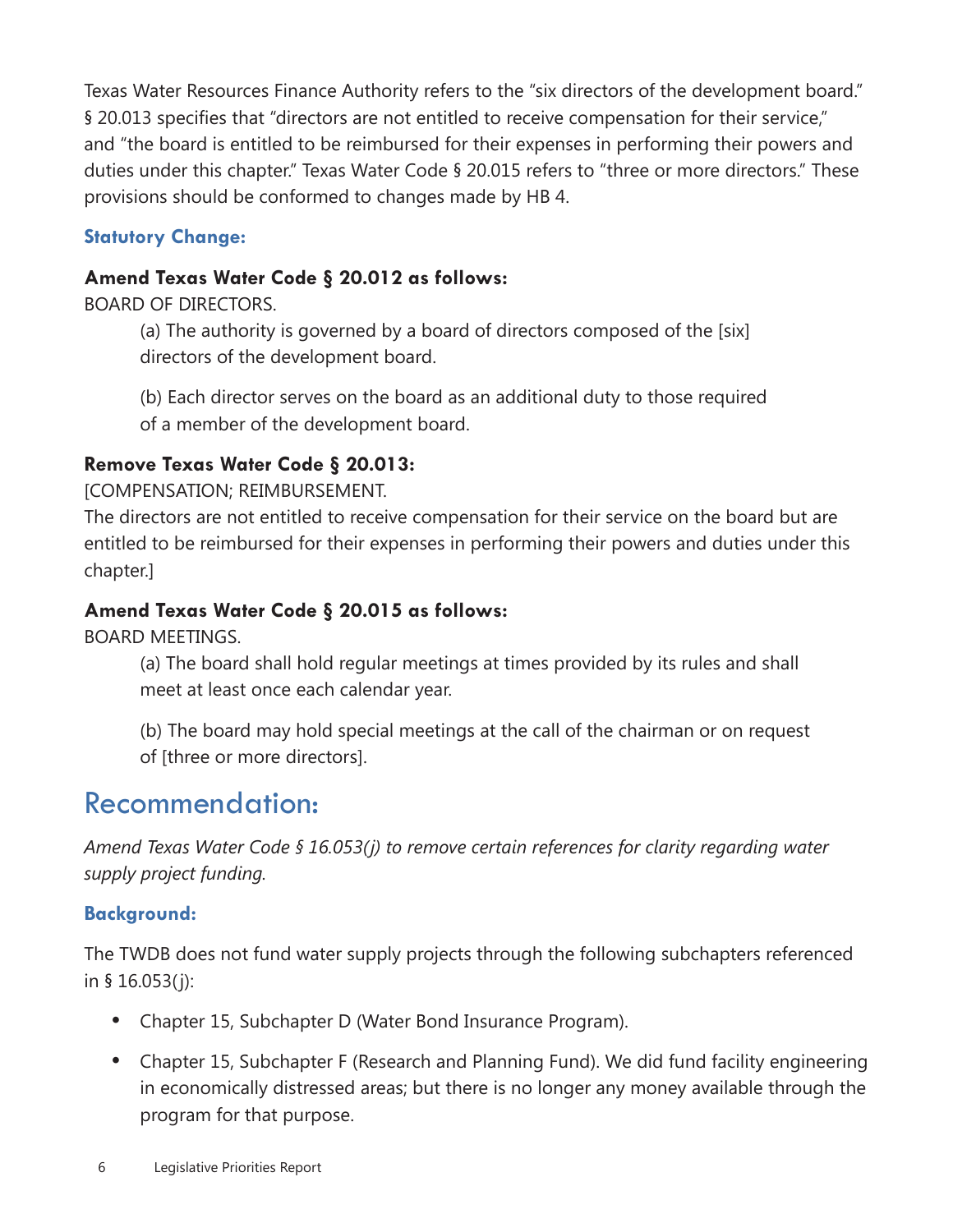Texas Water Resources Finance Authority refers to the "six directors of the development board." § 20.013 specifies that "directors are not entitled to receive compensation for their service," and "the board is entitled to be reimbursed for their expenses in performing their powers and duties under this chapter." Texas Water Code § 20.015 refers to "three or more directors." These provisions should be conformed to changes made by HB 4.

### Statutory Change:

**Amend Texas Water Code § 20.012 as follows:**

BOARD OF DIRECTORS.

> (a) The authority is governed by a board of directors composed of the [six] directors of the development board.
>
> (b) Each director serves on the board as an additional duty to those required of a member of the development board.

**Remove Texas Water Code § 20.013:**

[COMPENSATION; REIMBURSEMENT.

The directors are not entitled to receive compensation for their service on the board but are entitled to be reimbursed for their expenses in performing their powers and duties under this chapter.]

**Amend Texas Water Code § 20.015 as follows:**

BOARD MEETINGS.

> (a) The board shall hold regular meetings at times provided by its rules and shall meet at least once each calendar year.
>
> (b) The board may hold special meetings at the call of the chairman or on request of [three or more directors].

## Recommendation:

*Amend Texas Water Code § 16.053(j) to remove certain references for clarity regarding water supply project funding.*

### Background:

The TWDB does not fund water supply projects through the following subchapters referenced in § 16.053(j):

- Chapter 15, Subchapter D (Water Bond Insurance Program).
- Chapter 15, Subchapter F (Research and Planning Fund). We did fund facility engineering in economically distressed areas; but there is no longer any money available through the program for that purpose.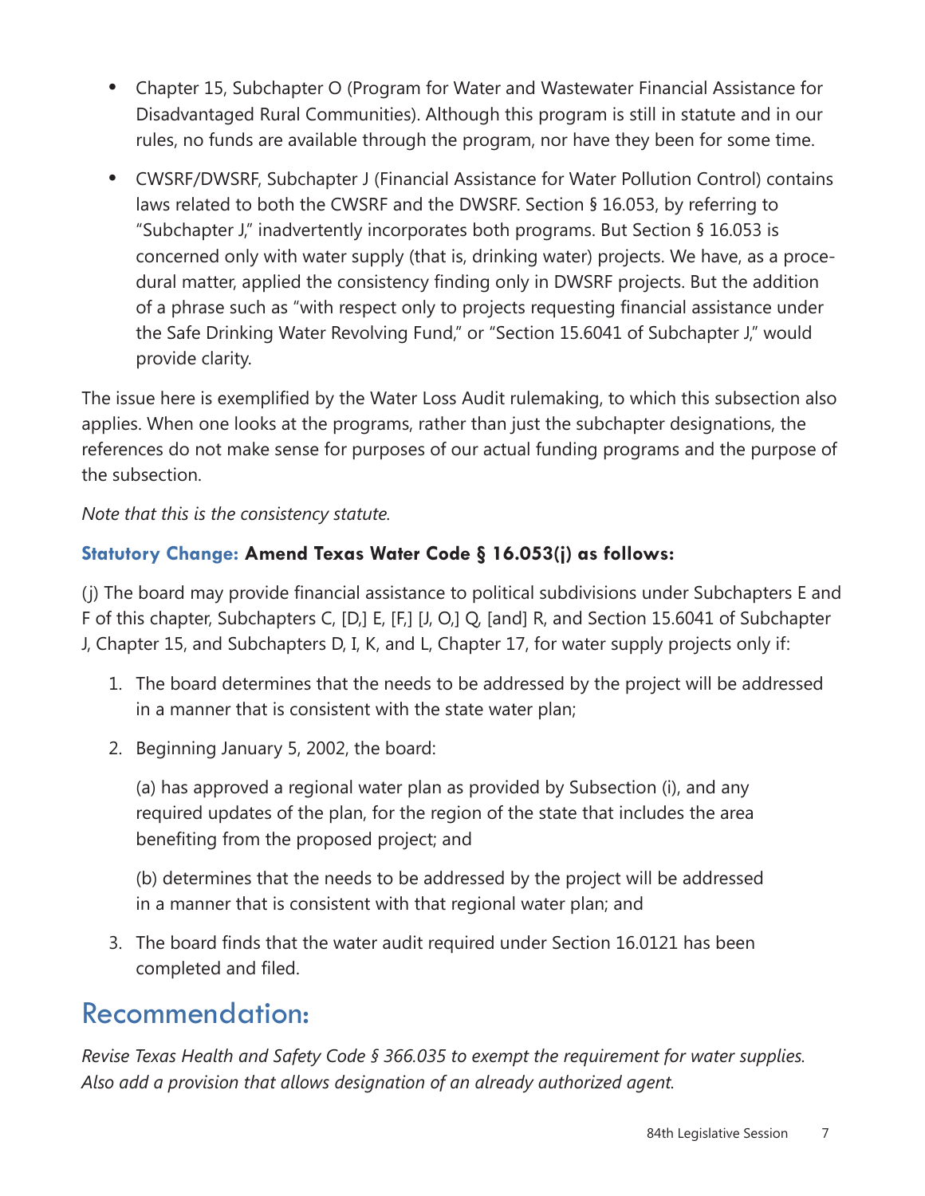- Chapter 15, Subchapter O (Program for Water and Wastewater Financial Assistance for Disadvantaged Rural Communities). Although this program is still in statute and in our rules, no funds are available through the program, nor have they been for some time.
- CWSRF/DWSRF, Subchapter J (Financial Assistance for Water Pollution Control) contains laws related to both the CWSRF and the DWSRF. Section § 16.053, by referring to "Subchapter J," inadvertently incorporates both programs. But Section § 16.053 is concerned only with water supply (that is, drinking water) projects. We have, as a procedural matter, applied the consistency finding only in DWSRF projects. But the addition of a phrase such as "with respect only to projects requesting financial assistance under the Safe Drinking Water Revolving Fund," or "Section 15.6041 of Subchapter J," would provide clarity.

The issue here is exemplified by the Water Loss Audit rulemaking, to which this subsection also applies. When one looks at the programs, rather than just the subchapter designations, the references do not make sense for purposes of our actual funding programs and the purpose of the subsection.

*Note that this is the consistency statute.*

**Statutory Change: Amend Texas Water Code § 16.053(j) as follows:**

(j) The board may provide financial assistance to political subdivisions under Subchapters E and F of this chapter, Subchapters C, [D,] E, [F,] [J, O,] Q, [and] R, and Section 15.6041 of Subchapter J, Chapter 15, and Subchapters D, I, K, and L, Chapter 17, for water supply projects only if:

1. The board determines that the needs to be addressed by the project will be addressed in a manner that is consistent with the state water plan;
2. Beginning January 5, 2002, the board:

   (a) has approved a regional water plan as provided by Subsection (i), and any required updates of the plan, for the region of the state that includes the area benefiting from the proposed project; and

   (b) determines that the needs to be addressed by the project will be addressed in a manner that is consistent with that regional water plan; and
3. The board finds that the water audit required under Section 16.0121 has been completed and filed.

## Recommendation:

*Revise Texas Health and Safety Code § 366.035 to exempt the requirement for water supplies. Also add a provision that allows designation of an already authorized agent.*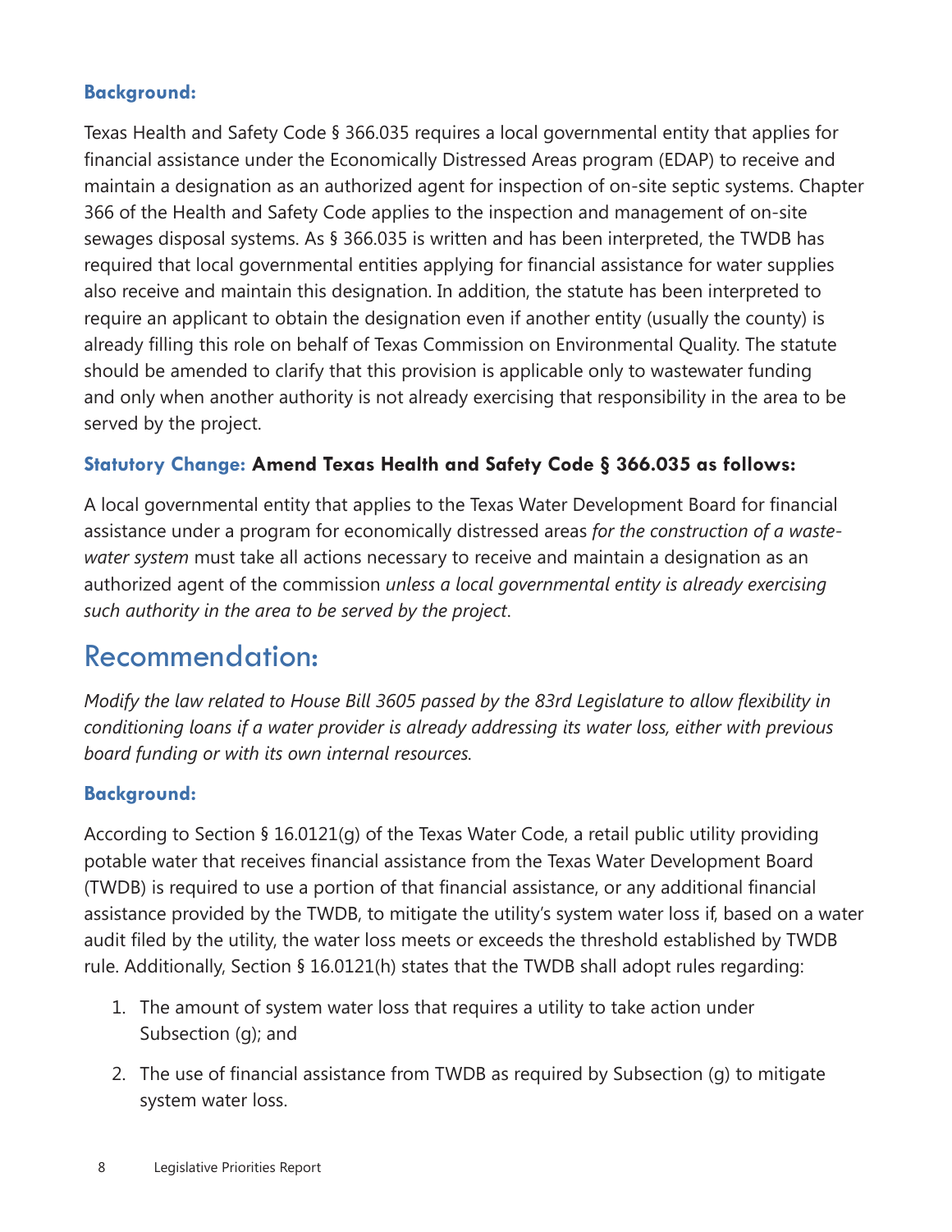### Background:

Texas Health and Safety Code § 366.035 requires a local governmental entity that applies for financial assistance under the Economically Distressed Areas program (EDAP) to receive and maintain a designation as an authorized agent for inspection of on-site septic systems. Chapter 366 of the Health and Safety Code applies to the inspection and management of on-site sewages disposal systems. As § 366.035 is written and has been interpreted, the TWDB has required that local governmental entities applying for financial assistance for water supplies also receive and maintain this designation. In addition, the statute has been interpreted to require an applicant to obtain the designation even if another entity (usually the county) is already filling this role on behalf of Texas Commission on Environmental Quality. The statute should be amended to clarify that this provision is applicable only to wastewater funding and only when another authority is not already exercising that responsibility in the area to be served by the project.

### Statutory Change: **Amend Texas Health and Safety Code § 366.035 as follows:**

A local governmental entity that applies to the Texas Water Development Board for financial assistance under a program for economically distressed areas *for the construction of a wastewater system* must take all actions necessary to receive and maintain a designation as an authorized agent of the commission *unless a local governmental entity is already exercising such authority in the area to be served by the project*.

## Recommendation:

*Modify the law related to House Bill 3605 passed by the 83rd Legislature to allow flexibility in conditioning loans if a water provider is already addressing its water loss, either with previous board funding or with its own internal resources.*

### Background:

According to Section § 16.0121(g) of the Texas Water Code, a retail public utility providing potable water that receives financial assistance from the Texas Water Development Board (TWDB) is required to use a portion of that financial assistance, or any additional financial assistance provided by the TWDB, to mitigate the utility's system water loss if, based on a water audit filed by the utility, the water loss meets or exceeds the threshold established by TWDB rule. Additionally, Section § 16.0121(h) states that the TWDB shall adopt rules regarding:

1. The amount of system water loss that requires a utility to take action under Subsection (g); and
2. The use of financial assistance from TWDB as required by Subsection (g) to mitigate system water loss.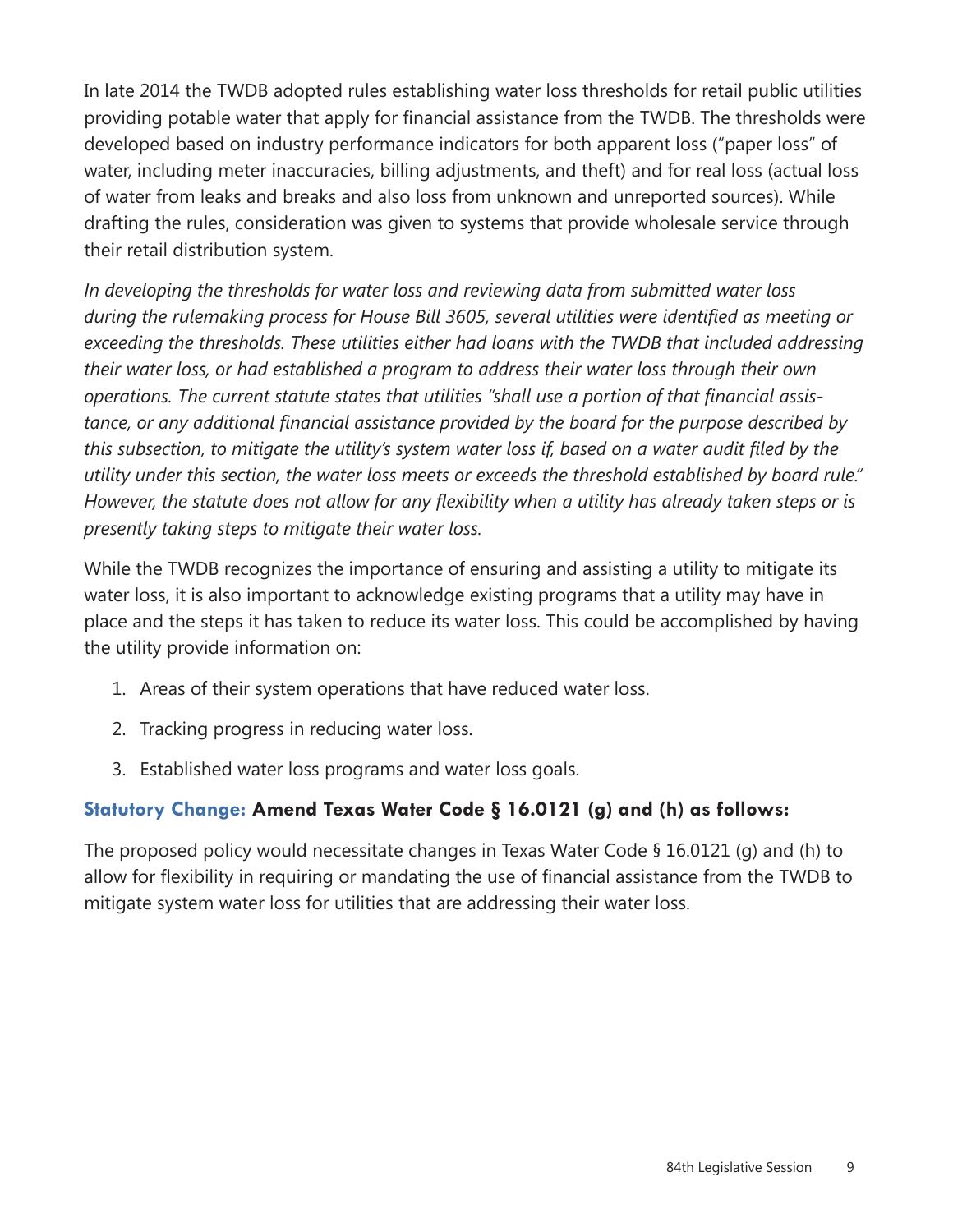In late 2014 the TWDB adopted rules establishing water loss thresholds for retail public utilities providing potable water that apply for financial assistance from the TWDB. The thresholds were developed based on industry performance indicators for both apparent loss ("paper loss" of water, including meter inaccuracies, billing adjustments, and theft) and for real loss (actual loss of water from leaks and breaks and also loss from unknown and unreported sources). While drafting the rules, consideration was given to systems that provide wholesale service through their retail distribution system.

*In developing the thresholds for water loss and reviewing data from submitted water loss during the rulemaking process for House Bill 3605, several utilities were identified as meeting or exceeding the thresholds. These utilities either had loans with the TWDB that included addressing their water loss, or had established a program to address their water loss through their own operations. The current statute states that utilities "shall use a portion of that financial assistance, or any additional financial assistance provided by the board for the purpose described by this subsection, to mitigate the utility's system water loss if, based on a water audit filed by the utility under this section, the water loss meets or exceeds the threshold established by board rule." However, the statute does not allow for any flexibility when a utility has already taken steps or is presently taking steps to mitigate their water loss.*

While the TWDB recognizes the importance of ensuring and assisting a utility to mitigate its water loss, it is also important to acknowledge existing programs that a utility may have in place and the steps it has taken to reduce its water loss. This could be accomplished by having the utility provide information on:

1. Areas of their system operations that have reduced water loss.
2. Tracking progress in reducing water loss.
3. Established water loss programs and water loss goals.

### Statutory Change: **Amend Texas Water Code § 16.0121 (g) and (h) as follows:**

The proposed policy would necessitate changes in Texas Water Code § 16.0121 (g) and (h) to allow for flexibility in requiring or mandating the use of financial assistance from the TWDB to mitigate system water loss for utilities that are addressing their water loss.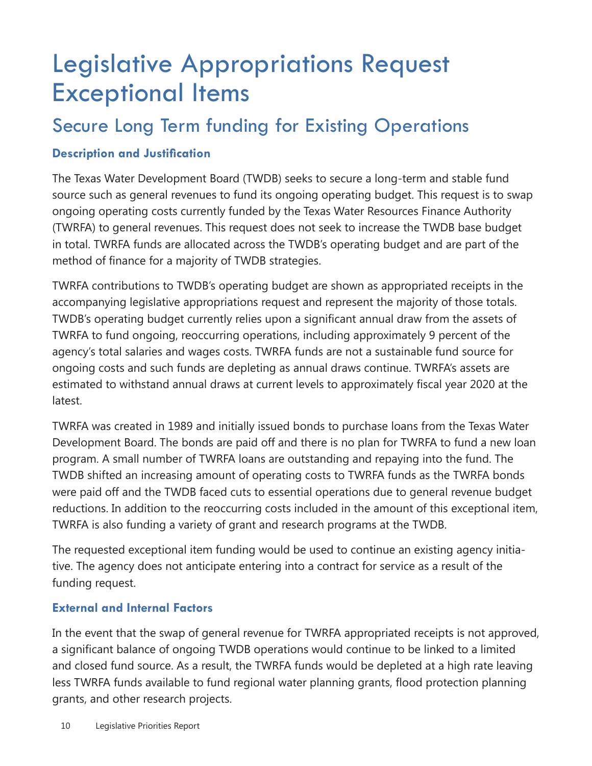# Legislative Appropriations Request Exceptional Items

## Secure Long Term funding for Existing Operations

### Description and Justification

The Texas Water Development Board (TWDB) seeks to secure a long-term and stable fund source such as general revenues to fund its ongoing operating budget. This request is to swap ongoing operating costs currently funded by the Texas Water Resources Finance Authority (TWRFA) to general revenues. This request does not seek to increase the TWDB base budget in total. TWRFA funds are allocated across the TWDB's operating budget and are part of the method of finance for a majority of TWDB strategies.

TWRFA contributions to TWDB's operating budget are shown as appropriated receipts in the accompanying legislative appropriations request and represent the majority of those totals. TWDB's operating budget currently relies upon a significant annual draw from the assets of TWRFA to fund ongoing, reoccurring operations, including approximately 9 percent of the agency's total salaries and wages costs. TWRFA funds are not a sustainable fund source for ongoing costs and such funds are depleting as annual draws continue. TWRFA's assets are estimated to withstand annual draws at current levels to approximately fiscal year 2020 at the latest.

TWRFA was created in 1989 and initially issued bonds to purchase loans from the Texas Water Development Board. The bonds are paid off and there is no plan for TWRFA to fund a new loan program. A small number of TWRFA loans are outstanding and repaying into the fund. The TWDB shifted an increasing amount of operating costs to TWRFA funds as the TWRFA bonds were paid off and the TWDB faced cuts to essential operations due to general revenue budget reductions. In addition to the reoccurring costs included in the amount of this exceptional item, TWRFA is also funding a variety of grant and research programs at the TWDB.

The requested exceptional item funding would be used to continue an existing agency initiative. The agency does not anticipate entering into a contract for service as a result of the funding request.

### External and Internal Factors

In the event that the swap of general revenue for TWRFA appropriated receipts is not approved, a significant balance of ongoing TWDB operations would continue to be linked to a limited and closed fund source. As a result, the TWRFA funds would be depleted at a high rate leaving less TWRFA funds available to fund regional water planning grants, flood protection planning grants, and other research projects.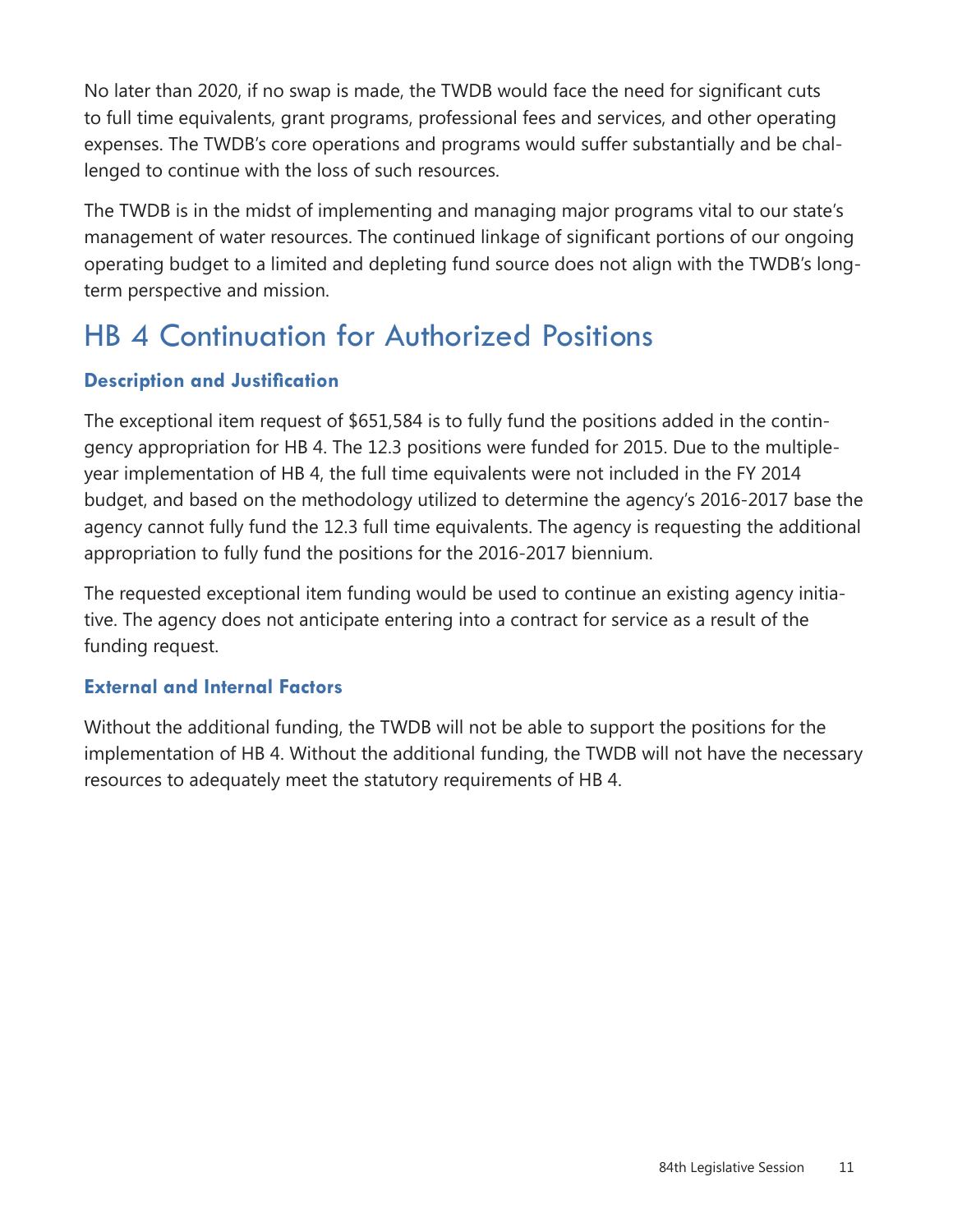No later than 2020, if no swap is made, the TWDB would face the need for significant cuts to full time equivalents, grant programs, professional fees and services, and other operating expenses. The TWDB's core operations and programs would suffer substantially and be challenged to continue with the loss of such resources.

The TWDB is in the midst of implementing and managing major programs vital to our state's management of water resources. The continued linkage of significant portions of our ongoing operating budget to a limited and depleting fund source does not align with the TWDB's long-term perspective and mission.

## HB 4 Continuation for Authorized Positions

### Description and Justification

The exceptional item request of $651,584 is to fully fund the positions added in the contingency appropriation for HB 4. The 12.3 positions were funded for 2015. Due to the multiple-year implementation of HB 4, the full time equivalents were not included in the FY 2014 budget, and based on the methodology utilized to determine the agency's 2016-2017 base the agency cannot fully fund the 12.3 full time equivalents. The agency is requesting the additional appropriation to fully fund the positions for the 2016-2017 biennium.

The requested exceptional item funding would be used to continue an existing agency initiative. The agency does not anticipate entering into a contract for service as a result of the funding request.

### External and Internal Factors

Without the additional funding, the TWDB will not be able to support the positions for the implementation of HB 4. Without the additional funding, the TWDB will not have the necessary resources to adequately meet the statutory requirements of HB 4.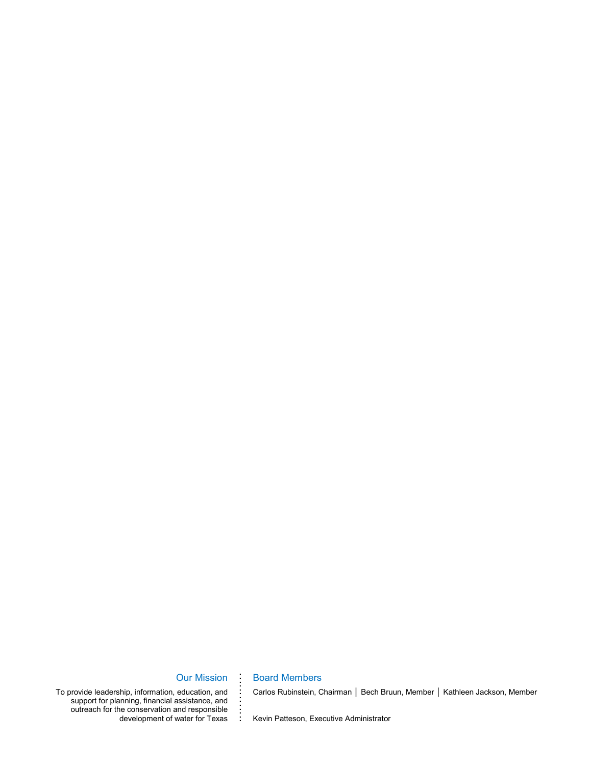## Our Mission

To provide leadership, information, education, and support for planning, financial assistance, and outreach for the conservation and responsible development of water for Texas

## Board Members

Carlos Rubinstein, Chairman | Bech Bruun, Member | Kathleen Jackson, Member

Kevin Patteson, Executive Administrator